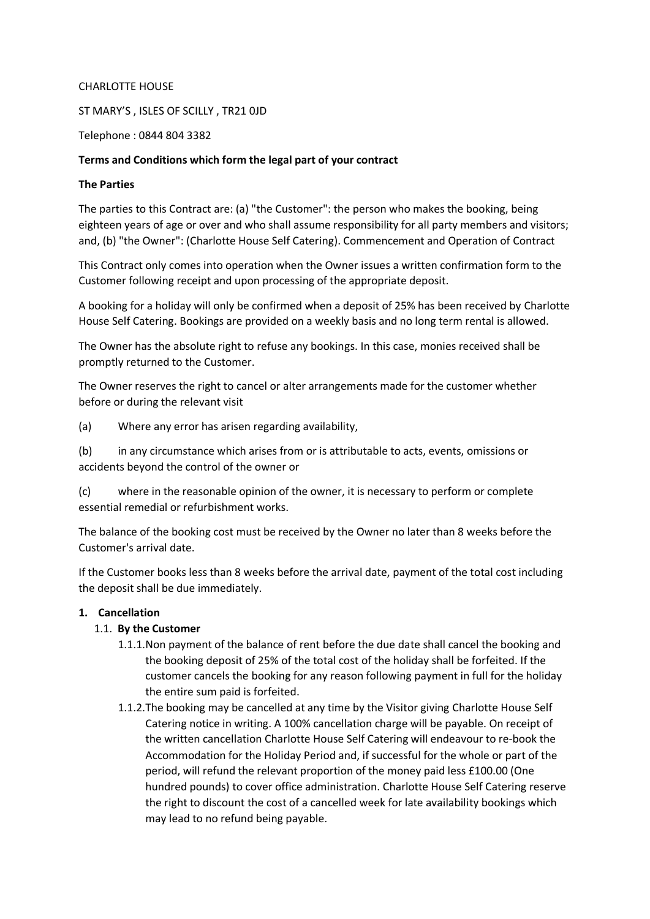CHARLOTTE HOUSE

ST MARY'S , ISLES OF SCILLY , TR21 0JD

Telephone : 0844 804 3382

**Terms and Conditions which form the legal part of your contract**

**The Parties**

The parties to this Contract are: (a) "the Customer": the person who makes the booking, being eighteen years of age or over and who shall assume responsibility for all party members and visitors; and, (b) "the Owner": (Charlotte House Self Catering). Commencement and Operation of Contract

This Contract only comes into operation when the Owner issues a written confirmation form to the Customer following receipt and upon processing of the appropriate deposit.

A booking for a holiday will only be confirmed when a deposit of 25% has been received by Charlotte House Self Catering. Bookings are provided on a weekly basis and no long term rental is allowed.

The Owner has the absolute right to refuse any bookings. In this case, monies received shall be promptly returned to the Customer.

The Owner reserves the right to cancel or alter arrangements made for the customer whether before or during the relevant visit

(a) Where any error has arisen regarding availability,

(b) in any circumstance which arises from or is attributable to acts, events, omissions or accidents beyond the control of the owner or

(c) where in the reasonable opinion of the owner, it is necessary to perform or complete essential remedial or refurbishment works.

The balance of the booking cost must be received by the Owner no later than 8 weeks before the Customer's arrival date.

If the Customer books less than 8 weeks before the arrival date, payment of the total cost including the deposit shall be due immediately.

1. **Cancellation**
   1.1. **By the Customer**
      1.1.1. Non payment of the balance of rent before the due date shall cancel the booking and the booking deposit of 25% of the total cost of the holiday shall be forfeited. If the customer cancels the booking for any reason following payment in full for the holiday the entire sum paid is forfeited.
      1.1.2. The booking may be cancelled at any time by the Visitor giving Charlotte House Self Catering notice in writing. A 100% cancellation charge will be payable. On receipt of the written cancellation Charlotte House Self Catering will endeavour to re-book the Accommodation for the Holiday Period and, if successful for the whole or part of the period, will refund the relevant proportion of the money paid less £100.00 (One hundred pounds) to cover office administration. Charlotte House Self Catering reserve the right to discount the cost of a cancelled week for late availability bookings which may lead to no refund being payable.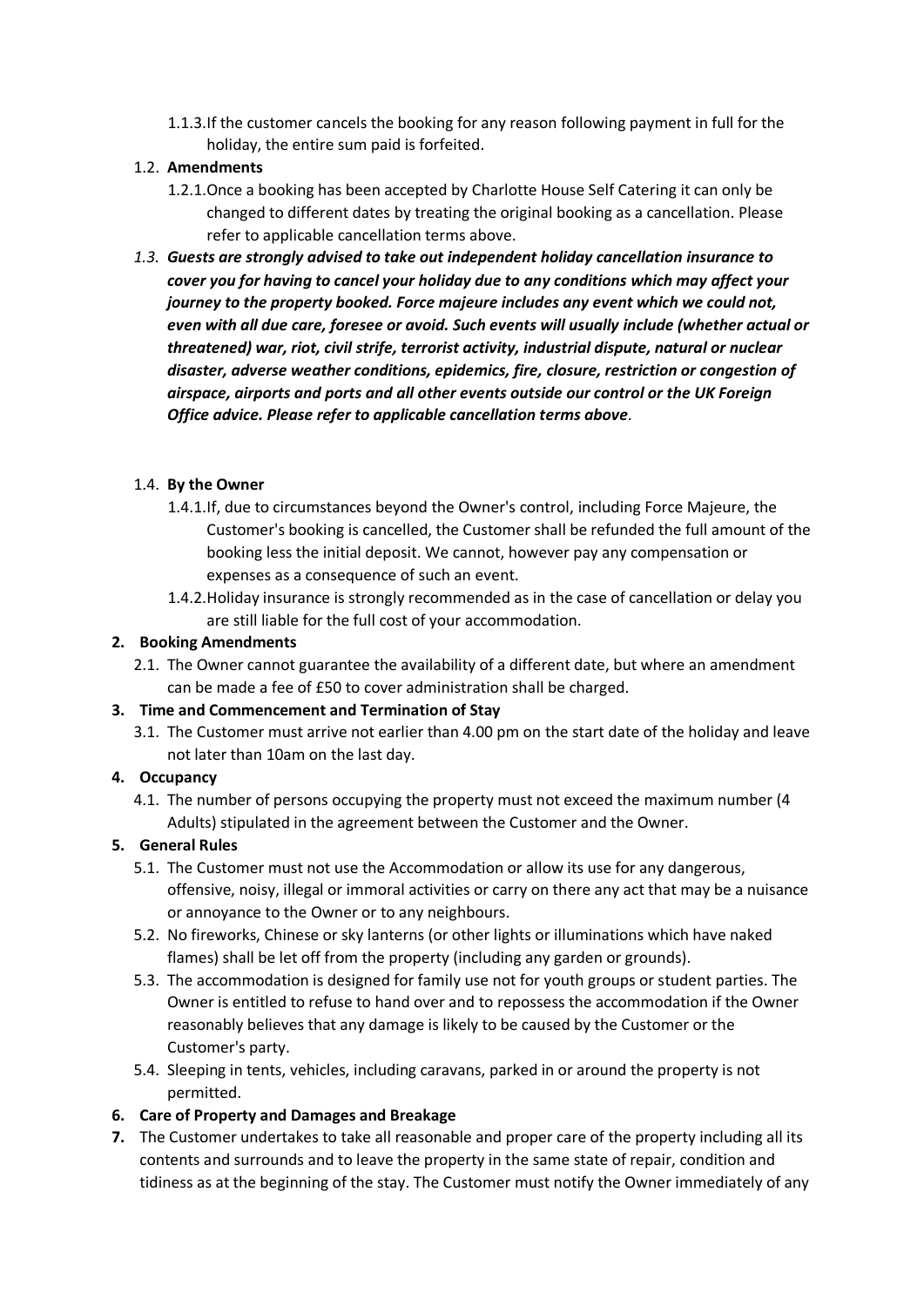1.1.3. If the customer cancels the booking for any reason following payment in full for the holiday, the entire sum paid is forfeited.

1.2. **Amendments**

1.2.1. Once a booking has been accepted by Charlotte House Self Catering it can only be changed to different dates by treating the original booking as a cancellation. Please refer to applicable cancellation terms above.

*1.3.* ***Guests are strongly advised to take out independent holiday cancellation insurance to cover you for having to cancel your holiday due to any conditions which may affect your journey to the property booked. Force majeure includes any event which we could not, even with all due care, foresee or avoid. Such events will usually include (whether actual or threatened) war, riot, civil strife, terrorist activity, industrial dispute, natural or nuclear disaster, adverse weather conditions, epidemics, fire, closure, restriction or congestion of airspace, airports and ports and all other events outside our control or the UK Foreign Office advice. Please refer to applicable cancellation terms above***.

1.4. **By the Owner**

1.4.1. If, due to circumstances beyond the Owner's control, including Force Majeure, the Customer's booking is cancelled, the Customer shall be refunded the full amount of the booking less the initial deposit. We cannot, however pay any compensation or expenses as a consequence of such an event.

1.4.2. Holiday insurance is strongly recommended as in the case of cancellation or delay you are still liable for the full cost of your accommodation.

**2. Booking Amendments**

2.1. The Owner cannot guarantee the availability of a different date, but where an amendment can be made a fee of £50 to cover administration shall be charged.

**3. Time and Commencement and Termination of Stay**

3.1. The Customer must arrive not earlier than 4.00 pm on the start date of the holiday and leave not later than 10am on the last day.

**4. Occupancy**

4.1. The number of persons occupying the property must not exceed the maximum number (4 Adults) stipulated in the agreement between the Customer and the Owner.

**5. General Rules**

5.1. The Customer must not use the Accommodation or allow its use for any dangerous, offensive, noisy, illegal or immoral activities or carry on there any act that may be a nuisance or annoyance to the Owner or to any neighbours.

5.2. No fireworks, Chinese or sky lanterns (or other lights or illuminations which have naked flames) shall be let off from the property (including any garden or grounds).

5.3. The accommodation is designed for family use not for youth groups or student parties. The Owner is entitled to refuse to hand over and to repossess the accommodation if the Owner reasonably believes that any damage is likely to be caused by the Customer or the Customer's party.

5.4. Sleeping in tents, vehicles, including caravans, parked in or around the property is not permitted.

**6. Care of Property and Damages and Breakage**

**7.** The Customer undertakes to take all reasonable and proper care of the property including all its contents and surrounds and to leave the property in the same state of repair, condition and tidiness as at the beginning of the stay. The Customer must notify the Owner immediately of any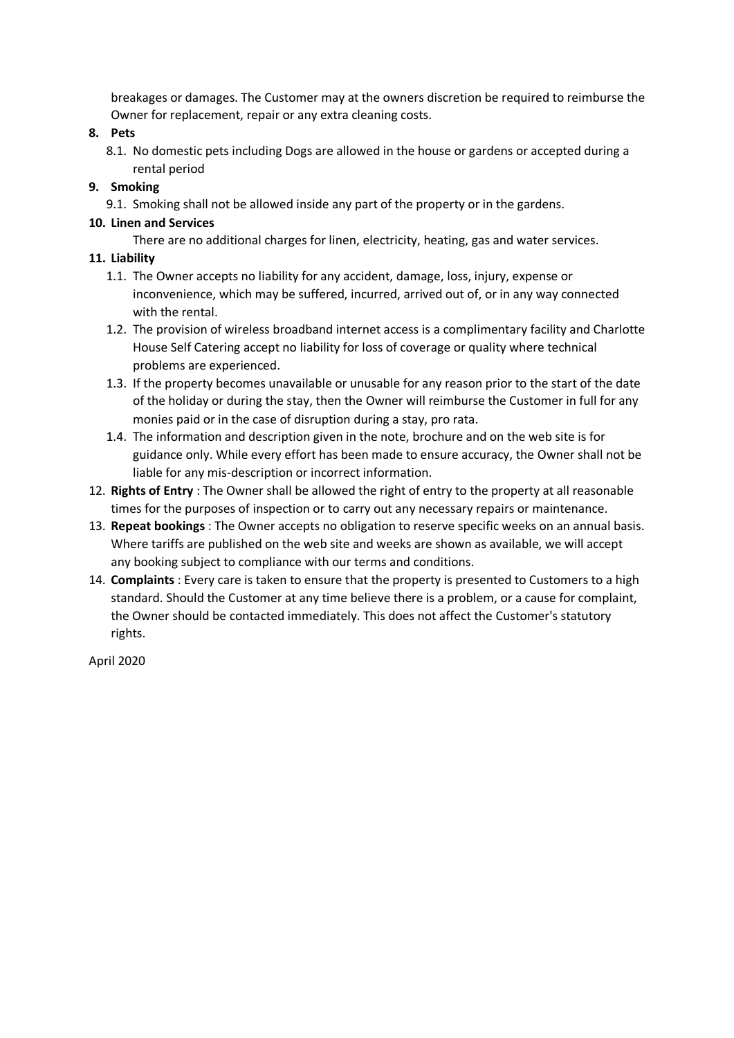breakages or damages. The Customer may at the owners discretion be required to reimburse the Owner for replacement, repair or any extra cleaning costs.

**8. Pets**

8.1. No domestic pets including Dogs are allowed in the house or gardens or accepted during a rental period

**9. Smoking**

9.1. Smoking shall not be allowed inside any part of the property or in the gardens.

**10. Linen and Services**

There are no additional charges for linen, electricity, heating, gas and water services.

**11. Liability**

1.1. The Owner accepts no liability for any accident, damage, loss, injury, expense or inconvenience, which may be suffered, incurred, arrived out of, or in any way connected with the rental.

1.2. The provision of wireless broadband internet access is a complimentary facility and Charlotte House Self Catering accept no liability for loss of coverage or quality where technical problems are experienced.

1.3. If the property becomes unavailable or unusable for any reason prior to the start of the date of the holiday or during the stay, then the Owner will reimburse the Customer in full for any monies paid or in the case of disruption during a stay, pro rata.

1.4. The information and description given in the note, brochure and on the web site is for guidance only. While every effort has been made to ensure accuracy, the Owner shall not be liable for any mis-description or incorrect information.

12. **Rights of Entry** : The Owner shall be allowed the right of entry to the property at all reasonable times for the purposes of inspection or to carry out any necessary repairs or maintenance.

13. **Repeat bookings** : The Owner accepts no obligation to reserve specific weeks on an annual basis. Where tariffs are published on the web site and weeks are shown as available, we will accept any booking subject to compliance with our terms and conditions.

14. **Complaints** : Every care is taken to ensure that the property is presented to Customers to a high standard. Should the Customer at any time believe there is a problem, or a cause for complaint, the Owner should be contacted immediately. This does not affect the Customer's statutory rights.

April 2020